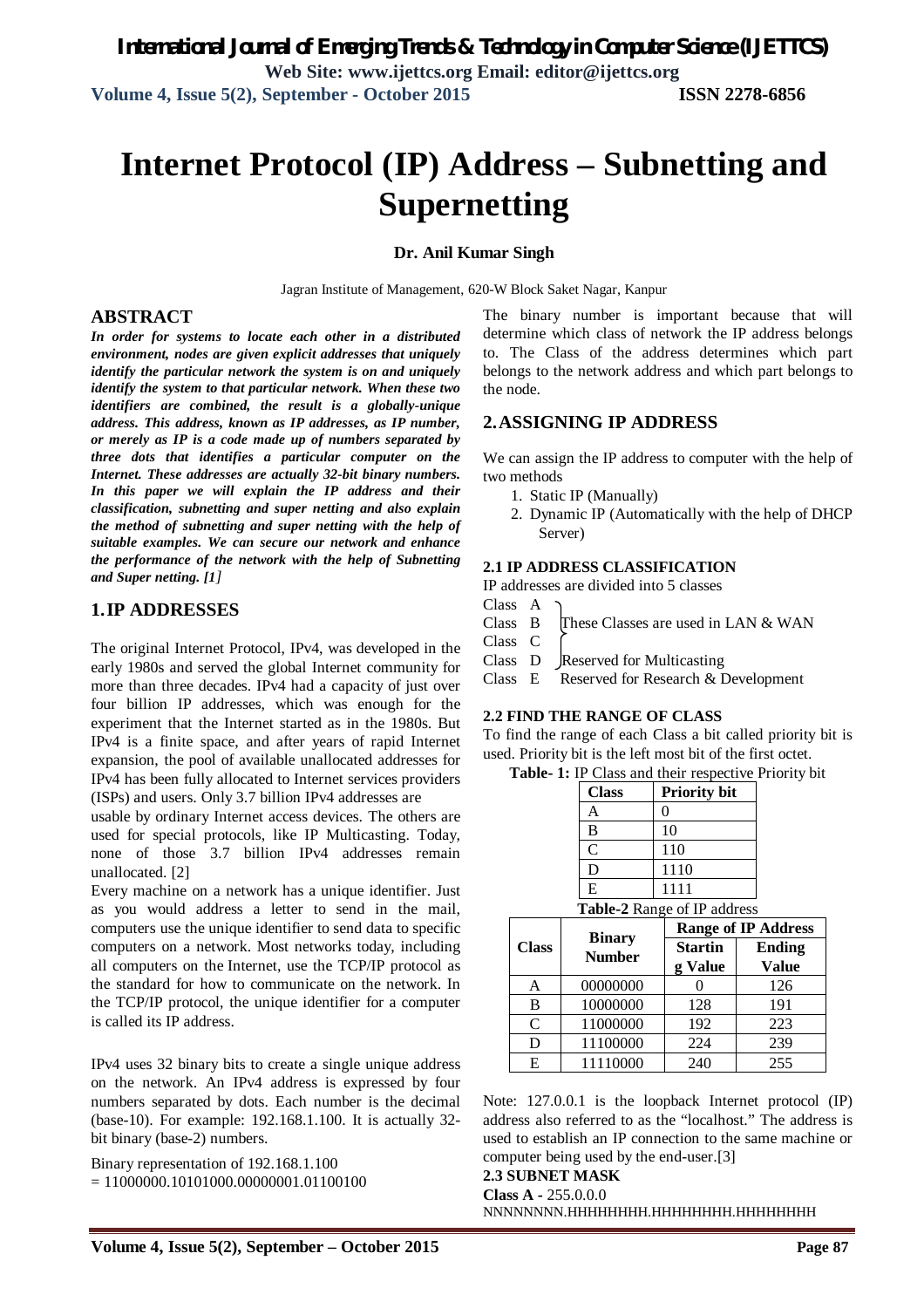# Internet Protocol (IP) Address – Subnetting and Supernetting

**Dr. Anil Kumar Singh**

Jagran Institute of Management, 620-W Block Saket Nagar, Kanpur

## ABSTRACT

***In order for systems to locate each other in a distributed environment, nodes are given explicit addresses that uniquely identify the particular network the system is on and uniquely identify the system to that particular network. When these two identifiers are combined, the result is a globally-unique address. This address, known as IP addresses, as IP number, or merely as IP is a code made up of numbers separated by three dots that identifies a particular computer on the Internet. These addresses are actually 32-bit binary numbers. In this paper we will explain the IP address and their classification, subnetting and super netting and also explain the method of subnetting and super netting with the help of suitable examples. We can secure our network and enhance the performance of the network with the help of Subnetting and Super netting. [1]***

## 1. IP ADDRESSES

The original Internet Protocol, IPv4, was developed in the early 1980s and served the global Internet community for more than three decades. IPv4 had a capacity of just over four billion IP addresses, which was enough for the experiment that the Internet started as in the 1980s. But IPv4 is a finite space, and after years of rapid Internet expansion, the pool of available unallocated addresses for IPv4 has been fully allocated to Internet services providers (ISPs) and users. Only 3.7 billion IPv4 addresses are usable by ordinary Internet access devices. The others are used for special protocols, like IP Multicasting. Today, none of those 3.7 billion IPv4 addresses remain unallocated. [2]

Every machine on a network has a unique identifier. Just as you would address a letter to send in the mail, computers use the unique identifier to send data to specific computers on a network. Most networks today, including all computers on the Internet, use the TCP/IP protocol as the standard for how to communicate on the network. In the TCP/IP protocol, the unique identifier for a computer is called its IP address.

IPv4 uses 32 binary bits to create a single unique address on the network. An IPv4 address is expressed by four numbers separated by dots. Each number is the decimal (base-10). For example: 192.168.1.100. It is actually 32-bit binary (base-2) numbers.

Binary representation of 192.168.1.100
= 11000000.10101000.00000001.01100100

The binary number is important because that will determine which class of network the IP address belongs to. The Class of the address determines which part belongs to the network address and which part belongs to the node.

## 2. ASSIGNING IP ADDRESS

We can assign the IP address to computer with the help of two methods

1. Static IP (Manually)
2. Dynamic IP (Automatically with the help of DHCP Server)

### 2.1 IP ADDRESS CLASSIFICATION

IP addresses are divided into 5 classes

- Class A, Class B, Class C – These Classes are used in LAN & WAN
- Class D – Reserved for Multicasting
- Class E – Reserved for Research & Development

### 2.2 FIND THE RANGE OF CLASS

To find the range of each Class a bit called priority bit is used. Priority bit is the left most bit of the first octet.

**Table- 1:** IP Class and their respective Priority bit

| Class | Priority bit |
|---|---|
| A | 0 |
| B | 10 |
| C | 110 |
| D | 1110 |
| E | 1111 |

**Table-2** Range of IP address

| Class | Binary Number | Range of IP Address | |
|---|---|---|---|
| | | Starting Value | Ending Value |
| A | 00000000 | 0 | 126 |
| B | 10000000 | 128 | 191 |
| C | 11000000 | 192 | 223 |
| D | 11100000 | 224 | 239 |
| E | 11110000 | 240 | 255 |

Note: 127.0.0.1 is the loopback Internet protocol (IP) address also referred to as the "localhost." The address is used to establish an IP connection to the same machine or computer being used by the end-user.[3]

### 2.3 SUBNET MASK

**Class A** - 255.0.0.0
NNNNNNNN.HHHHHHHH.HHHHHHHH.HHHHHHHH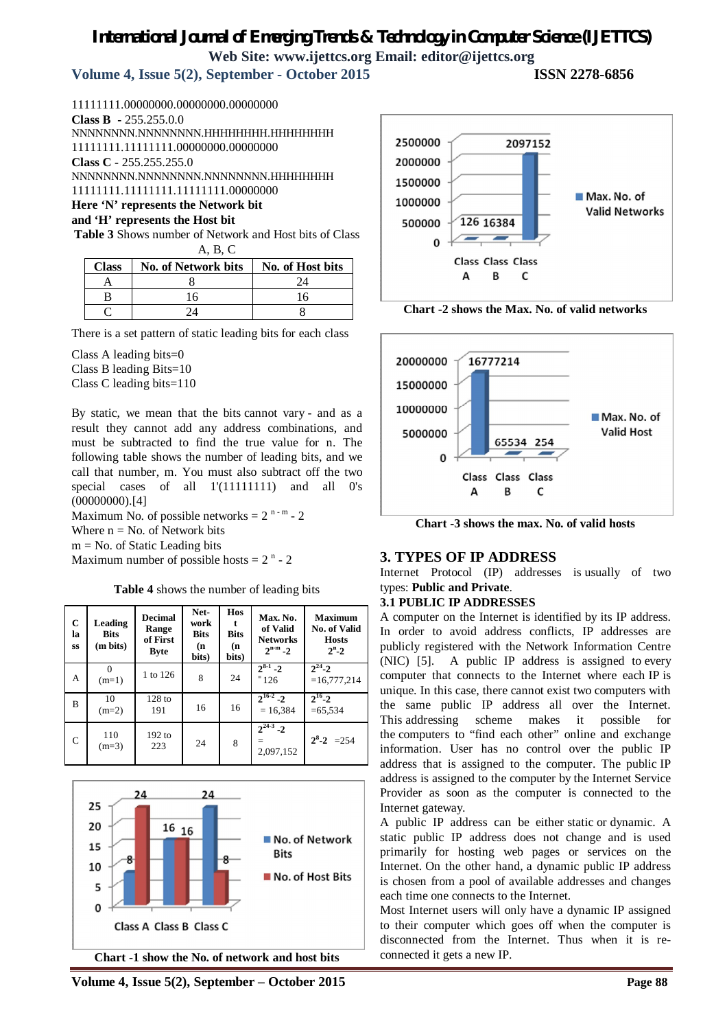11111111.00000000.00000000.00000000

**Class B -** 255.255.0.0

NNNNNNNN.NNNNNNNN.HHHHHHHH.HHHHHHHH

11111111.11111111.00000000.00000000

**Class C -** 255.255.255.0

NNNNNNNN.NNNNNNNN.NNNNNNNN.HHHHHHHH

11111111.11111111.11111111.00000000

**Here 'N' represents the Network bit and 'H' represents the Host bit**

**Table 3** Shows number of Network and Host bits of Class A, B, C

| Class | No. of Network bits | No. of Host bits |
|---|---|---|
| A | 8 | 24 |
| B | 16 | 16 |
| C | 24 | 8 |

There is a set pattern of static leading bits for each class

Class A leading bits=0
Class B leading Bits=10
Class C leading bits=110

By static, we mean that the bits cannot vary - and as a result they cannot add any address combinations, and must be subtracted to find the true value for n. The following table shows the number of leading bits, and we call that number, m. You must also subtract off the two special cases of all 1'(11111111) and all 0's (00000000).[4]

Maximum No. of possible networks = $2^{n-m} - 2$
Where n = No. of Network bits
m = No. of Static Leading bits
Maximum number of possible hosts = $2^n - 2$

**Table 4** shows the number of leading bits

| Class | Leading Bits (m bits) | Decimal Range of First Byte | Network Bits (n bits) | Host Bits (n bits) | Max. No. of Valid Networks $2^{n-m}-2$ | Maximum No. of Valid Hosts $2^n-2$ |
|---|---|---|---|---|---|---|
| A | 0 (m=1) | 1 to 126 | 8 | 24 | $2^{8-1}-2$ = 126 | $2^{24}-2$ =16,777,214 |
| B | 10 (m=2) | 128 to 191 | 16 | 16 | $2^{16-2}-2$ = 16,384 | $2^{16}-2$ =65,534 |
| C | 110 (m=3) | 192 to 223 | 24 | 8 | $2^{24-3}-2$ = 2,097,152 | $2^8-2$ =254 |

**Chart -1 show the No. of network and host bits**

**Chart -2 shows the Max. No. of valid networks**

**Chart -3 shows the max. No. of valid hosts**

## 3. TYPES OF IP ADDRESS

Internet Protocol (IP) addresses is usually of two types: **Public and Private**.

### 3.1 PUBLIC IP ADDRESSES

A computer on the Internet is identified by its IP address. In order to avoid address conflicts, IP addresses are publicly registered with the Network Information Centre (NIC) [5]. A public IP address is assigned to every computer that connects to the Internet where each IP is unique. In this case, there cannot exist two computers with the same public IP address all over the Internet. This addressing scheme makes it possible for the computers to "find each other" online and exchange information. User has no control over the public IP address that is assigned to the computer. The public IP address is assigned to the computer by the Internet Service Provider as soon as the computer is connected to the Internet gateway.

A public IP address can be either static or dynamic. A static public IP address does not change and is used primarily for hosting web pages or services on the Internet. On the other hand, a dynamic public IP address is chosen from a pool of available addresses and changes each time one connects to the Internet.

Most Internet users will only have a dynamic IP assigned to their computer which goes off when the computer is disconnected from the Internet. Thus when it is re-connected it gets a new IP.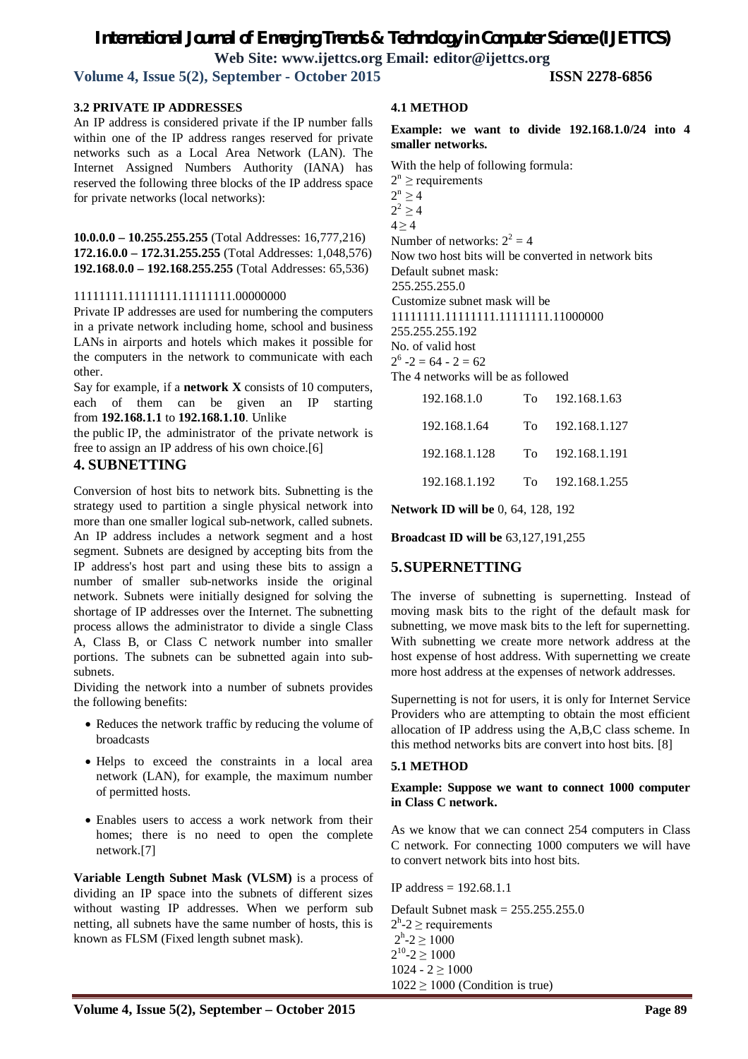### 3.2 PRIVATE IP ADDRESSES

An IP address is considered private if the IP number falls within one of the IP address ranges reserved for private networks such as a Local Area Network (LAN). The Internet Assigned Numbers Authority (IANA) has reserved the following three blocks of the IP address space for private networks (local networks):

**10.0.0.0 – 10.255.255.255** (Total Addresses: 16,777,216)
**172.16.0.0 – 172.31.255.255** (Total Addresses: 1,048,576)
**192.168.0.0 – 192.168.255.255** (Total Addresses: 65,536)

11111111.11111111.11111111.00000000

Private IP addresses are used for numbering the computers in a private network including home, school and business LANs in airports and hotels which makes it possible for the computers in the network to communicate with each other.

Say for example, if a **network X** consists of 10 computers, each of them can be given an IP starting from **192.168.1.1** to **192.168.1.10**. Unlike the public IP, the administrator of the private network is free to assign an IP address of his own choice.[6]

## 4. SUBNETTING

Conversion of host bits to network bits. Subnetting is the strategy used to partition a single physical network into more than one smaller logical sub-network, called subnets. An IP address includes a network segment and a host segment. Subnets are designed by accepting bits from the IP address's host part and using these bits to assign a number of smaller sub-networks inside the original network. Subnets were initially designed for solving the shortage of IP addresses over the Internet. The subnetting process allows the administrator to divide a single Class A, Class B, or Class C network number into smaller portions. The subnets can be subnetted again into sub-subnets.

Dividing the network into a number of subnets provides the following benefits:

- Reduces the network traffic by reducing the volume of broadcasts
- Helps to exceed the constraints in a local area network (LAN), for example, the maximum number of permitted hosts.
- Enables users to access a work network from their homes; there is no need to open the complete network.[7]

**Variable Length Subnet Mask (VLSM)** is a process of dividing an IP space into the subnets of different sizes without wasting IP addresses. When we perform sub netting, all subnets have the same number of hosts, this is known as FLSM (Fixed length subnet mask).

### 4.1 METHOD

**Example: we want to divide 192.168.1.0/24 into 4 smaller networks.**

With the help of following formula:
$2^n \geq$ requirements
$2^n \geq 4$
$2^2 \geq 4$
$4 \geq 4$
Number of networks: $2^2 = 4$
Now two host bits will be converted in network bits
Default subnet mask:
255.255.255.0
Customize subnet mask will be
11111111.11111111.11111111.11000000
255.255.255.192
No. of valid host
$2^6 - 2 = 64 - 2 = 62$
The 4 networks will be as followed

| | | |
|---|---|---|
| 192.168.1.0 | To | 192.168.1.63 |
| 192.168.1.64 | To | 192.168.1.127 |
| 192.168.1.128 | To | 192.168.1.191 |
| 192.168.1.192 | To | 192.168.1.255 |

**Network ID will be** 0, 64, 128, 192

**Broadcast ID will be** 63,127,191,255

## 5. SUPERNETTING

The inverse of subnetting is supernetting. Instead of moving mask bits to the right of the default mask for subnetting, we move mask bits to the left for supernetting. With subnetting we create more network address at the host expense of host address. With supernetting we create more host address at the expenses of network addresses.

Supernetting is not for users, it is only for Internet Service Providers who are attempting to obtain the most efficient allocation of IP address using the A,B,C class scheme. In this method networks bits are convert into host bits. [8]

### 5.1 METHOD

**Example: Suppose we want to connect 1000 computer in Class C network.**

As we know that we can connect 254 computers in Class C network. For connecting 1000 computers we will have to convert network bits into host bits.

IP address = 192.68.1.1

Default Subnet mask = 255.255.255.0
$2^h - 2 \geq$ requirements
$2^h - 2 \geq 1000$
$2^{10} - 2 \geq 1000$
$1024 - 2 \geq 1000$
$1022 \geq 1000$ (Condition is true)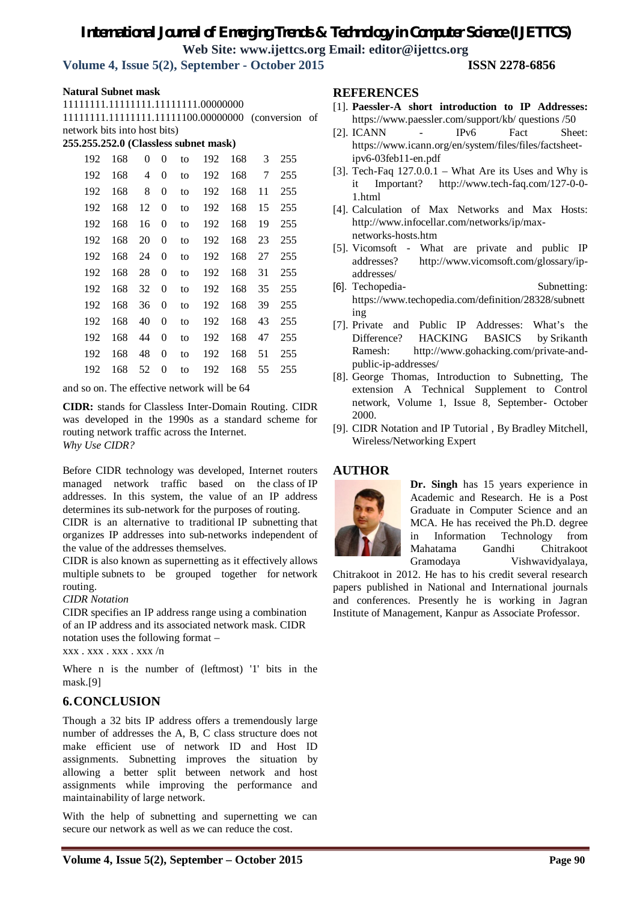**Natural Subnet mask**

11111111.11111111.11111111.00000000

11111111.11111111.11111100.00000000 (conversion of network bits into host bits)

**255.255.252.0 (Classless subnet mask)**

| | | | | | | | | |
|---|---|---|---|---|---|---|---|---|
| 192 | 168 | 0 | 0 | to | 192 | 168 | 3 | 255 |
| 192 | 168 | 4 | 0 | to | 192 | 168 | 7 | 255 |
| 192 | 168 | 8 | 0 | to | 192 | 168 | 11 | 255 |
| 192 | 168 | 12 | 0 | to | 192 | 168 | 15 | 255 |
| 192 | 168 | 16 | 0 | to | 192 | 168 | 19 | 255 |
| 192 | 168 | 20 | 0 | to | 192 | 168 | 23 | 255 |
| 192 | 168 | 24 | 0 | to | 192 | 168 | 27 | 255 |
| 192 | 168 | 28 | 0 | to | 192 | 168 | 31 | 255 |
| 192 | 168 | 32 | 0 | to | 192 | 168 | 35 | 255 |
| 192 | 168 | 36 | 0 | to | 192 | 168 | 39 | 255 |
| 192 | 168 | 40 | 0 | to | 192 | 168 | 43 | 255 |
| 192 | 168 | 44 | 0 | to | 192 | 168 | 47 | 255 |
| 192 | 168 | 48 | 0 | to | 192 | 168 | 51 | 255 |
| 192 | 168 | 52 | 0 | to | 192 | 168 | 55 | 255 |

and so on. The effective network will be 64

**CIDR:** stands for Classless Inter-Domain Routing. CIDR was developed in the 1990s as a standard scheme for routing network traffic across the Internet.

*Why Use CIDR?*

Before CIDR technology was developed, Internet routers managed network traffic based on the class of IP addresses. In this system, the value of an IP address determines its sub-network for the purposes of routing.

CIDR is an alternative to traditional IP subnetting that organizes IP addresses into sub-networks independent of the value of the addresses themselves.

CIDR is also known as supernetting as it effectively allows multiple subnets to be grouped together for network routing.

*CIDR Notation*

CIDR specifies an IP address range using a combination of an IP address and its associated network mask. CIDR notation uses the following format –

xxx . xxx . xxx . xxx /n

Where n is the number of (leftmost) '1' bits in the mask.[9]

## 6. CONCLUSION

Though a 32 bits IP address offers a tremendously large number of addresses the A, B, C class structure does not make efficient use of network ID and Host ID assignments. Subnetting improves the situation by allowing a better split between network and host assignments while improving the performance and maintainability of large network.

With the help of subnetting and supernetting we can secure our network as well as we can reduce the cost.

## REFERENCES

[1]. **Paessler-A short introduction to IP Addresses:** https://www.paessler.com/support/kb/ questions /50

[2]. ICANN - IPv6 Fact Sheet: https://www.icann.org/en/system/files/files/factsheet-ipv6-03feb11-en.pdf

[3]. Tech-Faq 127.0.0.1 – What Are its Uses and Why is it Important? http://www.tech-faq.com/127-0-0-1.html

[4]. Calculation of Max Networks and Max Hosts: http://www.infocellar.com/networks/ip/max-networks-hosts.htm

[5]. Vicomsoft - What are private and public IP addresses? http://www.vicomsoft.com/glossary/ip-addresses/

[6]. Techopedia- Subnetting: https://www.techopedia.com/definition/28328/subnetting

[7]. Private and Public IP Addresses: What's the Difference? HACKING BASICS by Srikanth Ramesh: http://www.gohacking.com/private-and-public-ip-addresses/

[8]. George Thomas, Introduction to Subnetting, The extension A Technical Supplement to Control network, Volume 1, Issue 8, September- October 2000.

[9]. CIDR Notation and IP Tutorial , By Bradley Mitchell, Wireless/Networking Expert

## AUTHOR

**Dr. Singh** has 15 years experience in Academic and Research. He is a Post Graduate in Computer Science and an MCA. He has received the Ph.D. degree in Information Technology from Mahatama Gandhi Chitrakoot Gramodaya Vishwavidyalaya, Chitrakoot in 2012. He has to his credit several research papers published in National and International journals and conferences. Presently he is working in Jagran Institute of Management, Kanpur as Associate Professor.